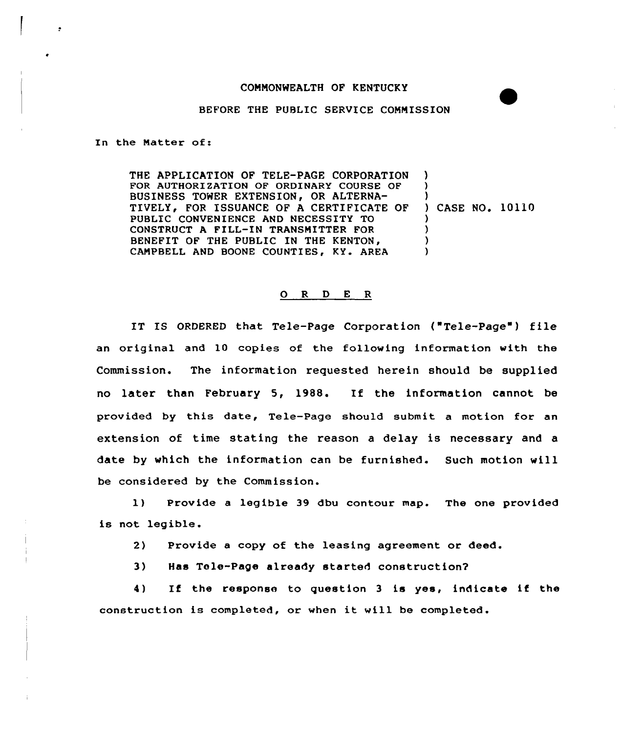COMMONWEALTH OF KENTUCKY

BEFORE THE PUBLIC SERVICE COMMISSION

In the Matter of:

| | |
|---|---|
| THE APPLICATION OF TELE-PAGE CORPORATION FOR AUTHORIZATION OF ORDINARY COURSE OF BUSINESS TOWER EXTENSION, OR ALTERNATIVELY, FOR ISSUANCE OF A CERTIFICATE OF PUBLIC CONVENIENCE AND NECESSITY TO CONSTRUCT A FILL-IN TRANSMITTER FOR BENEFIT OF THE PUBLIC IN THE KENTON, CAMPBELL AND BOONE COUNTIES, KY. AREA | ) CASE NO. 10110 |

## O R D E R

IT IS ORDERED that Tele-Page Corporation ("Tele-Page") file an original and 10 copies of the following information with the Commission. The information requested herein should be supplied no later than February 5, 1988. If the information cannot be provided by this date, Tele-Page should submit a motion for an extension of time stating the reason a delay is necessary and a date by which the information can be furnished. Such motion will be considered by the Commission.

1) Provide a legible 39 dbu contour map. The one provided is not legible.

2) Provide a copy of the leasing agreement or deed.

3) Has Tele-Page already started construction?

4) If the response to question 3 is yes, indicate if the construction is completed, or when it will be completed.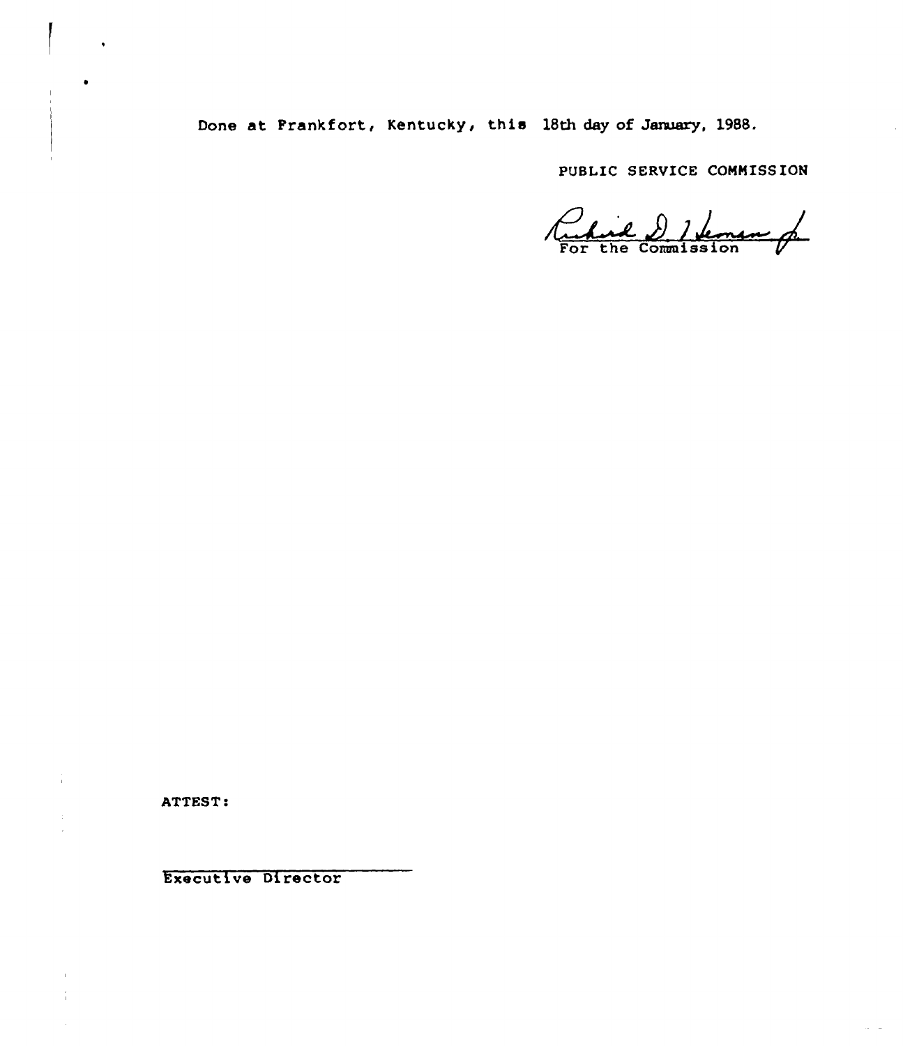Done at Frankfort, Kentucky, this 18th day of January, 1988.

PUBLIC SERVICE COMMISSION

For the Commission

ATTEST:

Executive Director